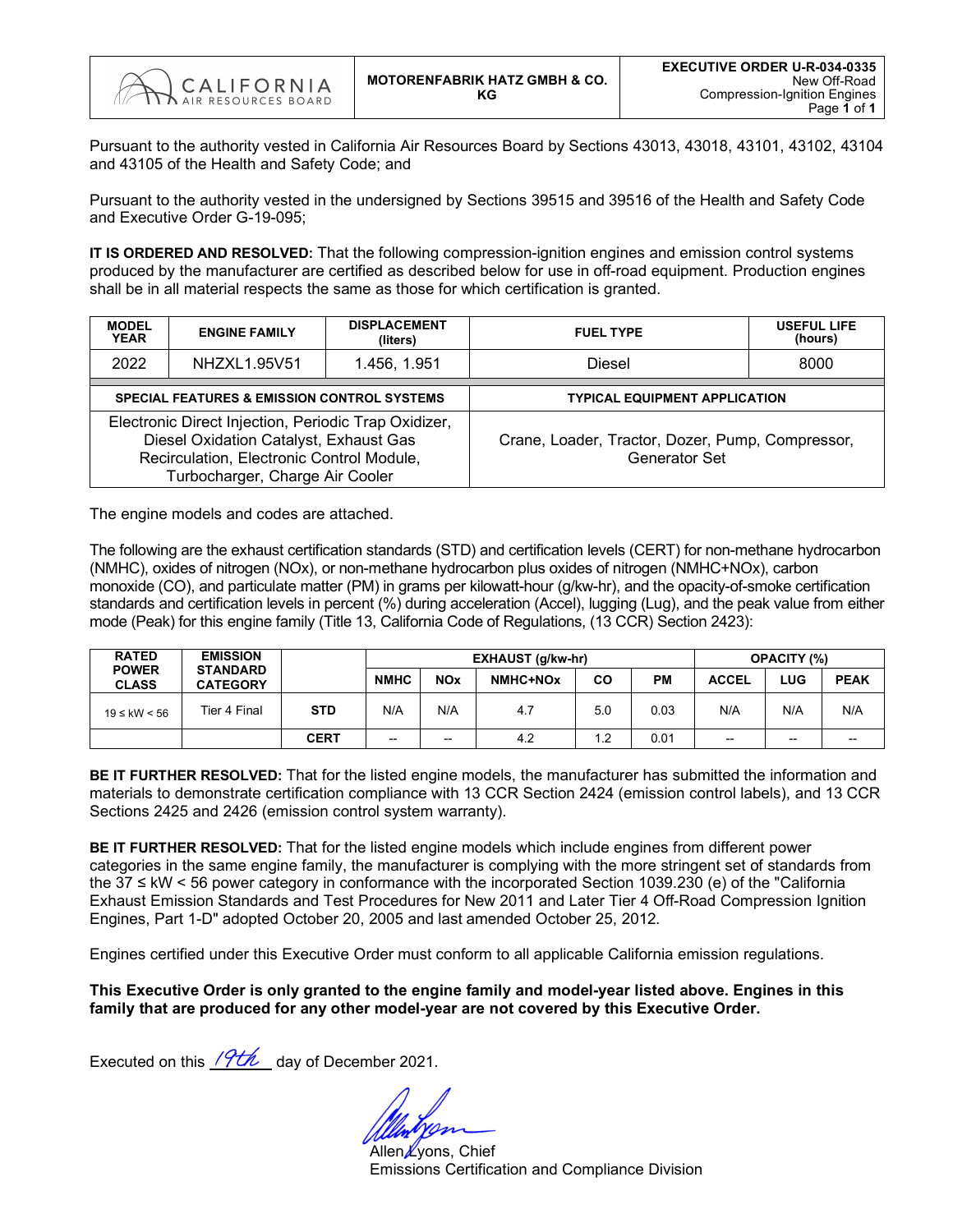| CALIFORNIA AIR RESOURCES BOARD | MOTORENFABRIK HATZ GMBH & CO. KG | EXECUTIVE ORDER U-R-034-0335 New Off-Road Compression-Ignition Engines |
|---|---|---|

Pursuant to the authority vested in California Air Resources Board by Sections 43013, 43018, 43101, 43102, 43104 and 43105 of the Health and Safety Code; and

Pursuant to the authority vested in the undersigned by Sections 39515 and 39516 of the Health and Safety Code and Executive Order G-19-095;

**IT IS ORDERED AND RESOLVED:** That the following compression-ignition engines and emission control systems produced by the manufacturer are certified as described below for use in off-road equipment. Production engines shall be in all material respects the same as those for which certification is granted.

| MODEL YEAR | ENGINE FAMILY | DISPLACEMENT (liters) | FUEL TYPE | USEFUL LIFE (hours) |
|---|---|---|---|---|
| 2022 | NHZXL1.95V51 | 1.456, 1.951 | Diesel | 8000 |

| SPECIAL FEATURES & EMISSION CONTROL SYSTEMS | TYPICAL EQUIPMENT APPLICATION |
|---|---|
| Electronic Direct Injection, Periodic Trap Oxidizer, Diesel Oxidation Catalyst, Exhaust Gas Recirculation, Electronic Control Module, Turbocharger, Charge Air Cooler | Crane, Loader, Tractor, Dozer, Pump, Compressor, Generator Set |

The engine models and codes are attached.

The following are the exhaust certification standards (STD) and certification levels (CERT) for non-methane hydrocarbon (NMHC), oxides of nitrogen (NOx), or non-methane hydrocarbon plus oxides of nitrogen (NMHC+NOx), carbon monoxide (CO), and particulate matter (PM) in grams per kilowatt-hour (g/kw-hr), and the opacity-of-smoke certification standards and certification levels in percent (%) during acceleration (Accel), lugging (Lug), and the peak value from either mode (Peak) for this engine family (Title 13, California Code of Regulations, (13 CCR) Section 2423):

| RATED POWER CLASS | EMISSION STANDARD CATEGORY | | EXHAUST (g/kw-hr) | | | | | OPACITY (%) | | |
|---|---|---|---|---|---|---|---|---|---|---|
| | | | NMHC | NOx | NMHC+NOx | CO | PM | ACCEL | LUG | PEAK |
| 19 ≤ kW < 56 | Tier 4 Final | **STD** | N/A | N/A | 4.7 | 5.0 | 0.03 | N/A | N/A | N/A |
| | | **CERT** | -- | -- | 4.2 | 1.2 | 0.01 | -- | -- | -- |

**BE IT FURTHER RESOLVED:** That for the listed engine models, the manufacturer has submitted the information and materials to demonstrate certification compliance with 13 CCR Section 2424 (emission control labels), and 13 CCR Sections 2425 and 2426 (emission control system warranty).

**BE IT FURTHER RESOLVED:** That for the listed engine models which include engines from different power categories in the same engine family, the manufacturer is complying with the more stringent set of standards from the 37 ≤ kW < 56 power category in conformance with the incorporated Section 1039.230 (e) of the "California Exhaust Emission Standards and Test Procedures for New 2011 and Later Tier 4 Off-Road Compression Ignition Engines, Part 1-D" adopted October 20, 2005 and last amended October 25, 2012.

Engines certified under this Executive Order must conform to all applicable California emission regulations.

**This Executive Order is only granted to the engine family and model-year listed above. Engines in this family that are produced for any other model-year are not covered by this Executive Order.**

Executed on this 19th day of December 2021.

Allen Lyons, Chief
Emissions Certification and Compliance Division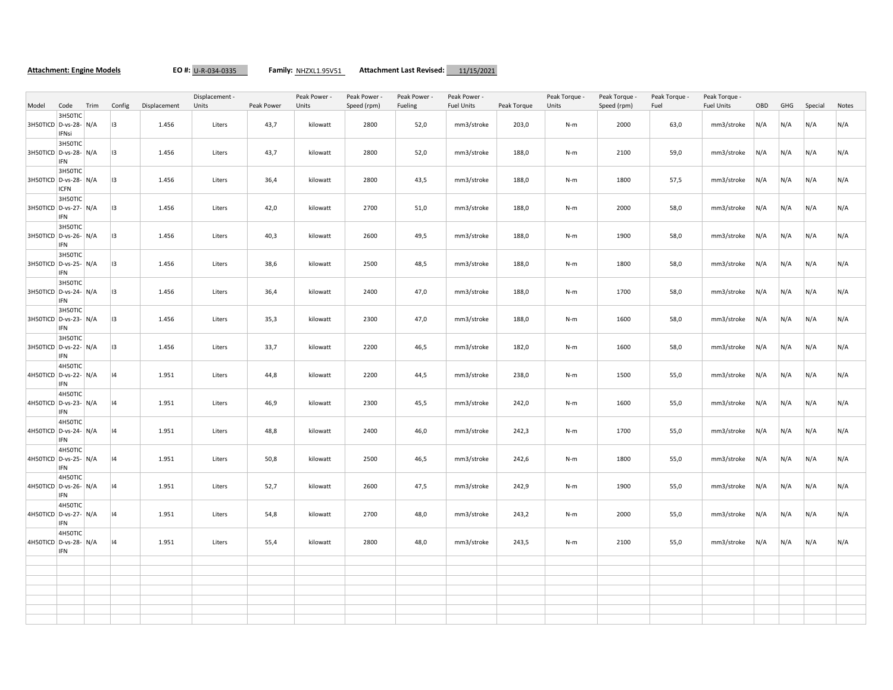**Attachment: Engine Models** **EO #:** U-R-034-0335 **Family:** NHZXL1.95V51 **Attachment Last Revised:** 11/15/2021

| Model | Code | Trim | Config | Displacement | Displacement - Units | Peak Power | Peak Power - Units | Peak Power - Speed (rpm) | Peak Power - Fueling | Peak Power - Fuel Units | Peak Torque | Peak Torque - Units | Peak Torque - Speed (rpm) | Peak Torque - Fuel | Peak Torque - Fuel Units | OBD | GHG | Special | Notes |
|---|---|---|---|---|---|---|---|---|---|---|---|---|---|---|---|---|---|---|---|
| 3H50TICD | 3H50TICD-vs-28-IFNsi | N/A | I3 | 1.456 | Liters | 43,7 | kilowatt | 2800 | 52,0 | mm3/stroke | 203,0 | N-m | 2000 | 63,0 | mm3/stroke | N/A | N/A | N/A | N/A |
| 3H50TICD | 3H50TICD-vs-28-IFN | N/A | I3 | 1.456 | Liters | 43,7 | kilowatt | 2800 | 52,0 | mm3/stroke | 188,0 | N-m | 2100 | 59,0 | mm3/stroke | N/A | N/A | N/A | N/A |
| 3H50TICD | 3H50TICD-vs-28-ICFN | N/A | I3 | 1.456 | Liters | 36,4 | kilowatt | 2800 | 43,5 | mm3/stroke | 188,0 | N-m | 1800 | 57,5 | mm3/stroke | N/A | N/A | N/A | N/A |
| 3H50TICD | 3H50TICD-vs-27-IFN | N/A | I3 | 1.456 | Liters | 42,0 | kilowatt | 2700 | 51,0 | mm3/stroke | 188,0 | N-m | 2000 | 58,0 | mm3/stroke | N/A | N/A | N/A | N/A |
| 3H50TICD | 3H50TICD-vs-26-IFN | N/A | I3 | 1.456 | Liters | 40,3 | kilowatt | 2600 | 49,5 | mm3/stroke | 188,0 | N-m | 1900 | 58,0 | mm3/stroke | N/A | N/A | N/A | N/A |
| 3H50TICD | 3H50TICD-vs-25-IFN | N/A | I3 | 1.456 | Liters | 38,6 | kilowatt | 2500 | 48,5 | mm3/stroke | 188,0 | N-m | 1800 | 58,0 | mm3/stroke | N/A | N/A | N/A | N/A |
| 3H50TICD | 3H50TICD-vs-24-IFN | N/A | I3 | 1.456 | Liters | 36,4 | kilowatt | 2400 | 47,0 | mm3/stroke | 188,0 | N-m | 1700 | 58,0 | mm3/stroke | N/A | N/A | N/A | N/A |
| 3H50TICD | 3H50TICD-vs-23-IFN | N/A | I3 | 1.456 | Liters | 35,3 | kilowatt | 2300 | 47,0 | mm3/stroke | 188,0 | N-m | 1600 | 58,0 | mm3/stroke | N/A | N/A | N/A | N/A |
| 3H50TICD | 3H50TICD-vs-22-IFN | N/A | I3 | 1.456 | Liters | 33,7 | kilowatt | 2200 | 46,5 | mm3/stroke | 182,0 | N-m | 1600 | 58,0 | mm3/stroke | N/A | N/A | N/A | N/A |
| 4H50TICD | 4H50TICD-vs-22-IFN | N/A | I4 | 1.951 | Liters | 44,8 | kilowatt | 2200 | 44,5 | mm3/stroke | 238,0 | N-m | 1500 | 55,0 | mm3/stroke | N/A | N/A | N/A | N/A |
| 4H50TICD | 4H50TICD-vs-23-IFN | N/A | I4 | 1.951 | Liters | 46,9 | kilowatt | 2300 | 45,5 | mm3/stroke | 242,0 | N-m | 1600 | 55,0 | mm3/stroke | N/A | N/A | N/A | N/A |
| 4H50TICD | 4H50TICD-vs-24-IFN | N/A | I4 | 1.951 | Liters | 48,8 | kilowatt | 2400 | 46,0 | mm3/stroke | 242,3 | N-m | 1700 | 55,0 | mm3/stroke | N/A | N/A | N/A | N/A |
| 4H50TICD | 4H50TICD-vs-25-IFN | N/A | I4 | 1.951 | Liters | 50,8 | kilowatt | 2500 | 46,5 | mm3/stroke | 242,6 | N-m | 1800 | 55,0 | mm3/stroke | N/A | N/A | N/A | N/A |
| 4H50TICD | 4H50TICD-vs-26-IFN | N/A | I4 | 1.951 | Liters | 52,7 | kilowatt | 2600 | 47,5 | mm3/stroke | 242,9 | N-m | 1900 | 55,0 | mm3/stroke | N/A | N/A | N/A | N/A |
| 4H50TICD | 4H50TICD-vs-27-IFN | N/A | I4 | 1.951 | Liters | 54,8 | kilowatt | 2700 | 48,0 | mm3/stroke | 243,2 | N-m | 2000 | 55,0 | mm3/stroke | N/A | N/A | N/A | N/A |
| 4H50TICD | 4H50TICD-vs-28-IFN | N/A | I4 | 1.951 | Liters | 55,4 | kilowatt | 2800 | 48,0 | mm3/stroke | 243,5 | N-m | 2100 | 55,0 | mm3/stroke | N/A | N/A | N/A | N/A |